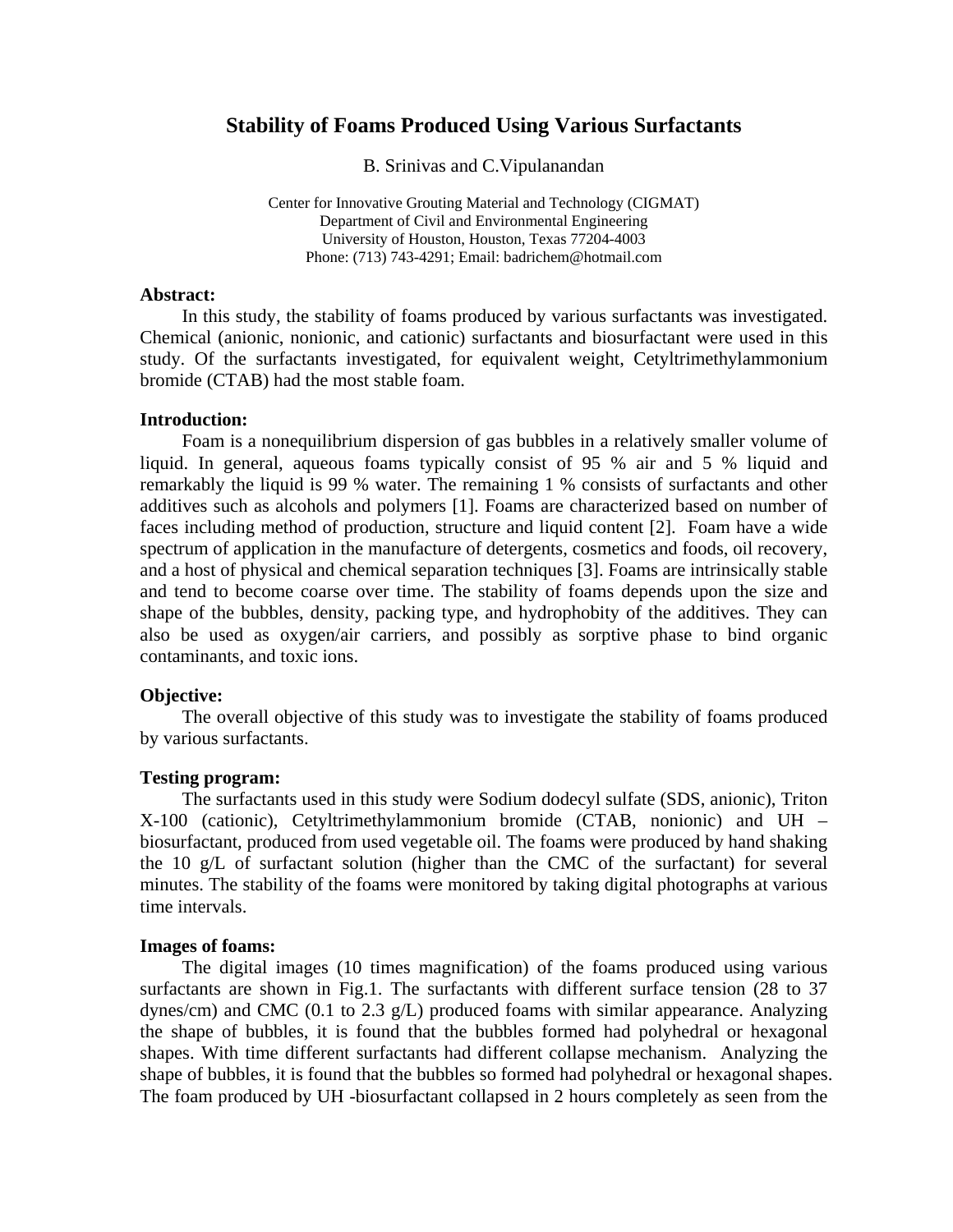# Stability of Foams Produced Using Various Surfactants

B. Srinivas and C.Vipulanandan

Center for Innovative Grouting Material and Technology (CIGMAT)
Department of Civil and Environmental Engineering
University of Houston, Houston, Texas 77204-4003
Phone: (713) 743-4291; Email: badrichem@hotmail.com

### Abstract:

In this study, the stability of foams produced by various surfactants was investigated. Chemical (anionic, nonionic, and cationic) surfactants and biosurfactant were used in this study. Of the surfactants investigated, for equivalent weight, Cetyltrimethylammonium bromide (CTAB) had the most stable foam.

### Introduction:

Foam is a nonequilibrium dispersion of gas bubbles in a relatively smaller volume of liquid. In general, aqueous foams typically consist of 95 % air and 5 % liquid and remarkably the liquid is 99 % water. The remaining 1 % consists of surfactants and other additives such as alcohols and polymers [1]. Foams are characterized based on number of faces including method of production, structure and liquid content [2]. Foam have a wide spectrum of application in the manufacture of detergents, cosmetics and foods, oil recovery, and a host of physical and chemical separation techniques [3]. Foams are intrinsically stable and tend to become coarse over time. The stability of foams depends upon the size and shape of the bubbles, density, packing type, and hydrophobity of the additives. They can also be used as oxygen/air carriers, and possibly as sorptive phase to bind organic contaminants, and toxic ions.

### Objective:

The overall objective of this study was to investigate the stability of foams produced by various surfactants.

### Testing program:

The surfactants used in this study were Sodium dodecyl sulfate (SDS, anionic), Triton X-100 (cationic), Cetyltrimethylammonium bromide (CTAB, nonionic) and UH – biosurfactant, produced from used vegetable oil. The foams were produced by hand shaking the 10 g/L of surfactant solution (higher than the CMC of the surfactant) for several minutes. The stability of the foams were monitored by taking digital photographs at various time intervals.

### Images of foams:

The digital images (10 times magnification) of the foams produced using various surfactants are shown in Fig.1. The surfactants with different surface tension (28 to 37 dynes/cm) and CMC (0.1 to 2.3 g/L) produced foams with similar appearance. Analyzing the shape of bubbles, it is found that the bubbles formed had polyhedral or hexagonal shapes. With time different surfactants had different collapse mechanism. Analyzing the shape of bubbles, it is found that the bubbles so formed had polyhedral or hexagonal shapes. The foam produced by UH -biosurfactant collapsed in 2 hours completely as seen from the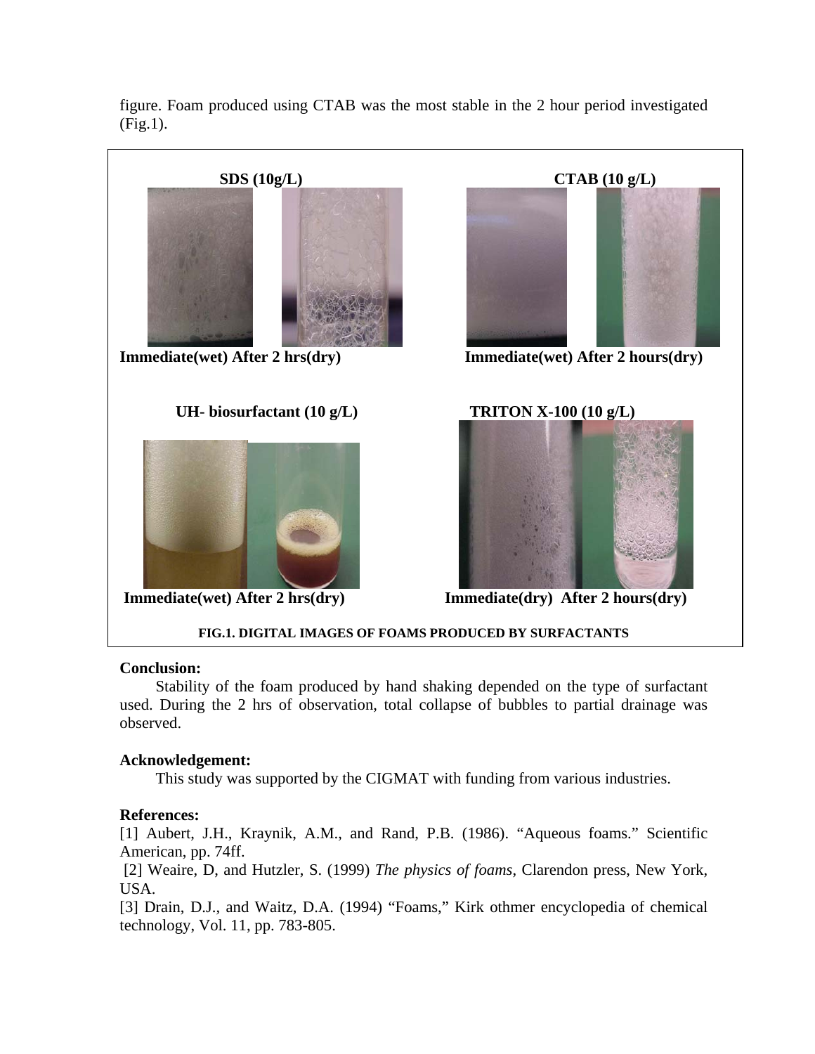figure. Foam produced using CTAB was the most stable in the 2 hour period investigated (Fig.1).

**SDS (10g/L)**

**Immediate(wet) After 2 hrs(dry)**

**CTAB (10 g/L)**

**Immediate(wet) After 2 hours(dry)**

**UH- biosurfactant (10 g/L)**

**Immediate(wet) After 2 hrs(dry)**

**TRITON X-100 (10 g/L)**

**Immediate(dry) After 2 hours(dry)**

**FIG.1. DIGITAL IMAGES OF FOAMS PRODUCED BY SURFACTANTS**

### Conclusion:

Stability of the foam produced by hand shaking depended on the type of surfactant used. During the 2 hrs of observation, total collapse of bubbles to partial drainage was observed.

### Acknowledgement:

This study was supported by the CIGMAT with funding from various industries.

### References:

[1] Aubert, J.H., Kraynik, A.M., and Rand, P.B. (1986). "Aqueous foams." Scientific American, pp. 74ff.

[2] Weaire, D, and Hutzler, S. (1999) *The physics of foams*, Clarendon press, New York, USA.

[3] Drain, D.J., and Waitz, D.A. (1994) "Foams," Kirk othmer encyclopedia of chemical technology, Vol. 11, pp. 783-805.